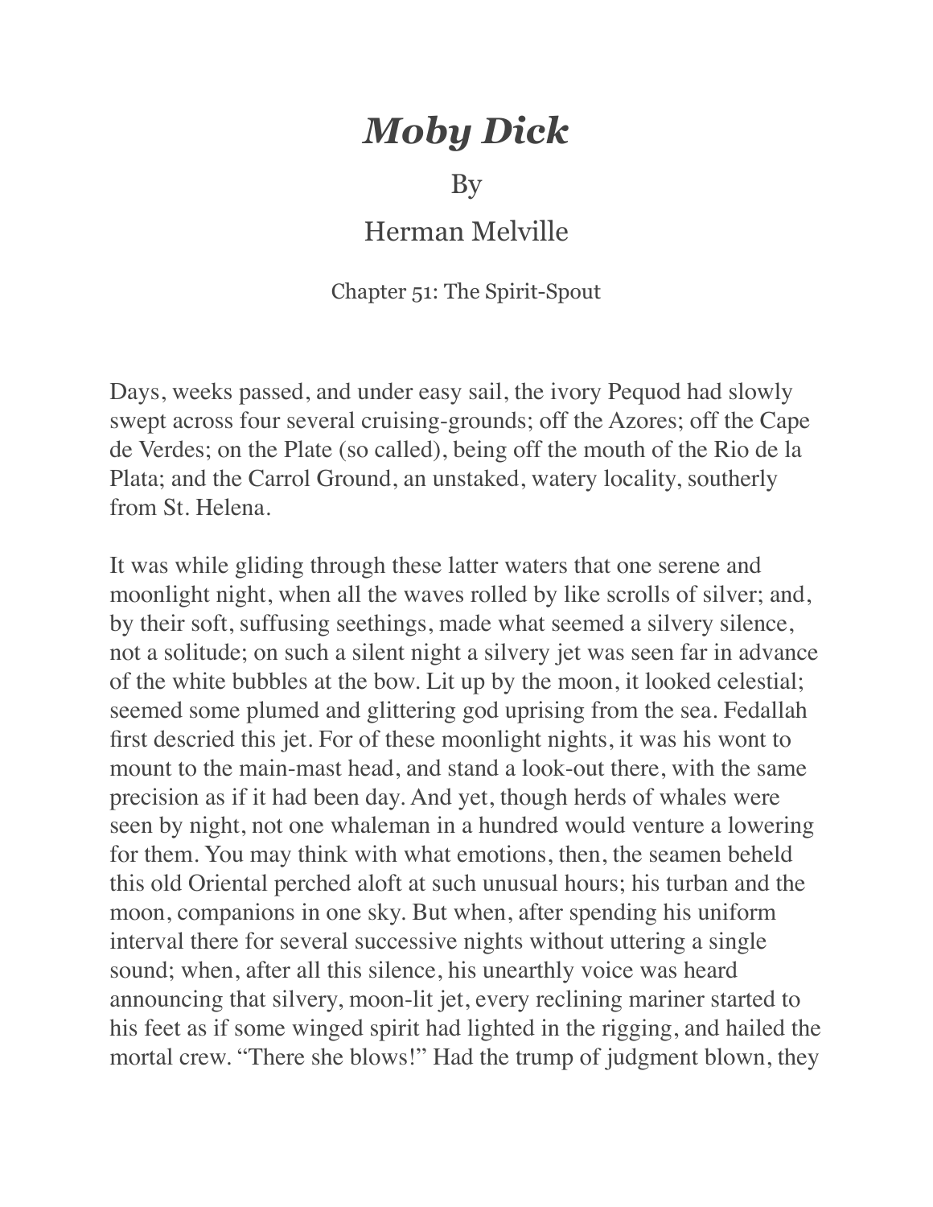# *Moby Dick*

By

Herman Melville

Chapter 51: The Spirit-Spout

Days, weeks passed, and under easy sail, the ivory Pequod had slowly swept across four several cruising-grounds; off the Azores; off the Cape de Verdes; on the Plate (so called), being off the mouth of the Rio de la Plata; and the Carrol Ground, an unstaked, watery locality, southerly from St. Helena.

It was while gliding through these latter waters that one serene and moonlight night, when all the waves rolled by like scrolls of silver; and, by their soft, suffusing seethings, made what seemed a silvery silence, not a solitude; on such a silent night a silvery jet was seen far in advance of the white bubbles at the bow. Lit up by the moon, it looked celestial; seemed some plumed and glittering god uprising from the sea. Fedallah first descried this jet. For of these moonlight nights, it was his wont to mount to the main-mast head, and stand a look-out there, with the same precision as if it had been day. And yet, though herds of whales were seen by night, not one whaleman in a hundred would venture a lowering for them. You may think with what emotions, then, the seamen beheld this old Oriental perched aloft at such unusual hours; his turban and the moon, companions in one sky. But when, after spending his uniform interval there for several successive nights without uttering a single sound; when, after all this silence, his unearthly voice was heard announcing that silvery, moon-lit jet, every reclining mariner started to his feet as if some winged spirit had lighted in the rigging, and hailed the mortal crew. "There she blows!" Had the trump of judgment blown, they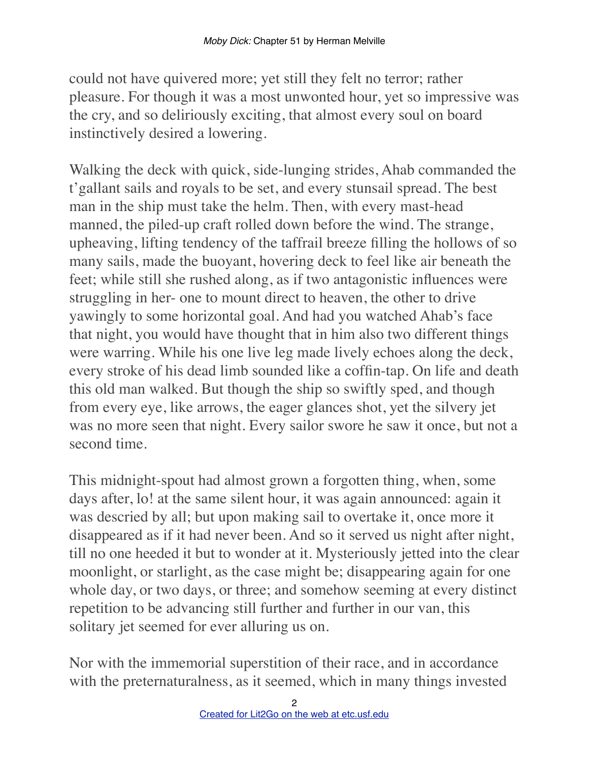could not have quivered more; yet still they felt no terror; rather pleasure. For though it was a most unwonted hour, yet so impressive was the cry, and so deliriously exciting, that almost every soul on board instinctively desired a lowering.

Walking the deck with quick, side-lunging strides, Ahab commanded the t'gallant sails and royals to be set, and every stunsail spread. The best man in the ship must take the helm. Then, with every mast-head manned, the piled-up craft rolled down before the wind. The strange, upheaving, lifting tendency of the taffrail breeze filling the hollows of so many sails, made the buoyant, hovering deck to feel like air beneath the feet; while still she rushed along, as if two antagonistic influences were struggling in her- one to mount direct to heaven, the other to drive yawingly to some horizontal goal. And had you watched Ahab's face that night, you would have thought that in him also two different things were warring. While his one live leg made lively echoes along the deck, every stroke of his dead limb sounded like a coffin-tap. On life and death this old man walked. But though the ship so swiftly sped, and though from every eye, like arrows, the eager glances shot, yet the silvery jet was no more seen that night. Every sailor swore he saw it once, but not a second time.

This midnight-spout had almost grown a forgotten thing, when, some days after, lo! at the same silent hour, it was again announced: again it was descried by all; but upon making sail to overtake it, once more it disappeared as if it had never been. And so it served us night after night, till no one heeded it but to wonder at it. Mysteriously jetted into the clear moonlight, or starlight, as the case might be; disappearing again for one whole day, or two days, or three; and somehow seeming at every distinct repetition to be advancing still further and further in our van, this solitary jet seemed for ever alluring us on.

Nor with the immemorial superstition of their race, and in accordance with the preternaturalness, as it seemed, which in many things invested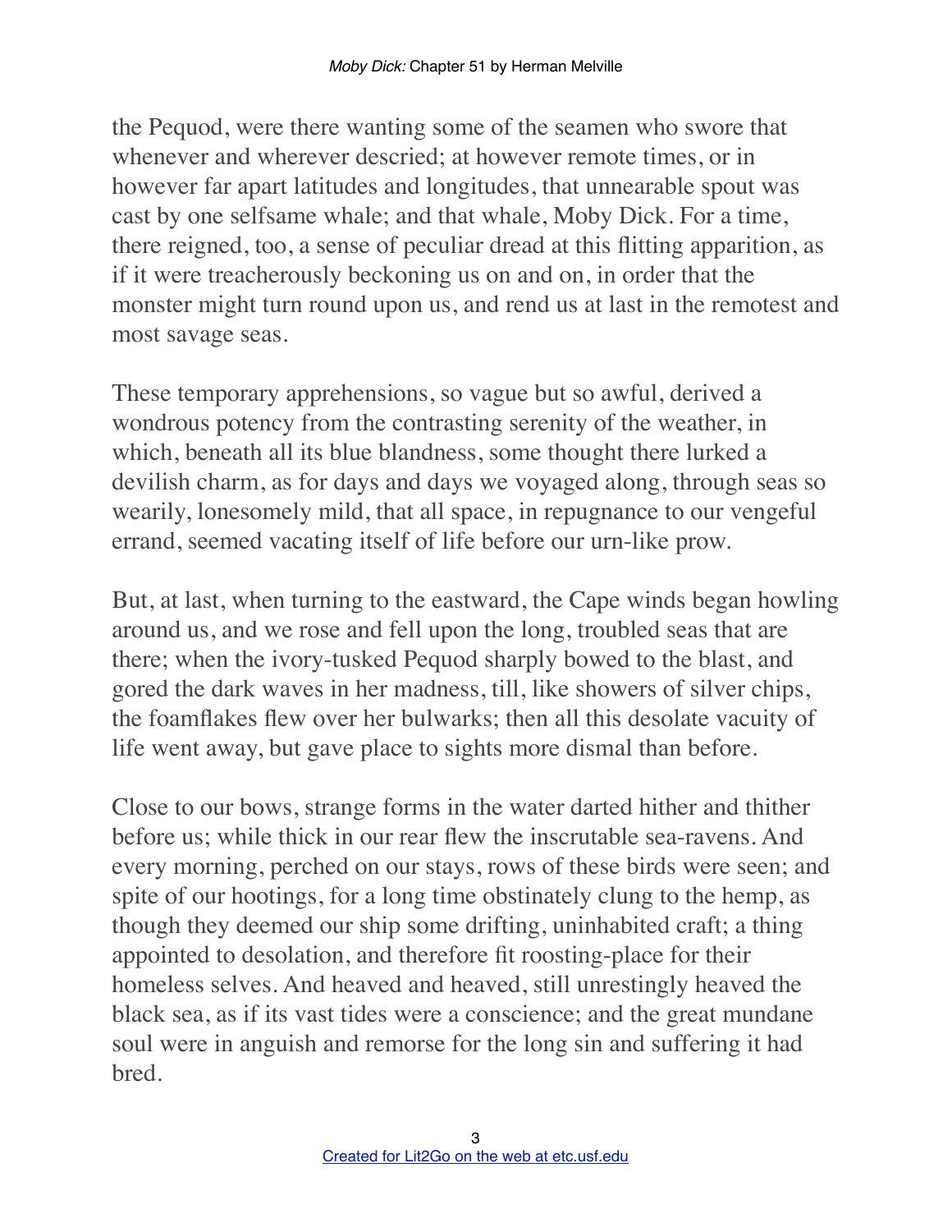the Pequod, were there wanting some of the seamen who swore that whenever and wherever descried; at however remote times, or in however far apart latitudes and longitudes, that unnearable spout was cast by one selfsame whale; and that whale, Moby Dick. For a time, there reigned, too, a sense of peculiar dread at this flitting apparition, as if it were treacherously beckoning us on and on, in order that the monster might turn round upon us, and rend us at last in the remotest and most savage seas.

These temporary apprehensions, so vague but so awful, derived a wondrous potency from the contrasting serenity of the weather, in which, beneath all its blue blandness, some thought there lurked a devilish charm, as for days and days we voyaged along, through seas so wearily, lonesomely mild, that all space, in repugnance to our vengeful errand, seemed vacating itself of life before our urn-like prow.

But, at last, when turning to the eastward, the Cape winds began howling around us, and we rose and fell upon the long, troubled seas that are there; when the ivory-tusked Pequod sharply bowed to the blast, and gored the dark waves in her madness, till, like showers of silver chips, the foamflakes flew over her bulwarks; then all this desolate vacuity of life went away, but gave place to sights more dismal than before.

Close to our bows, strange forms in the water darted hither and thither before us; while thick in our rear flew the inscrutable sea-ravens. And every morning, perched on our stays, rows of these birds were seen; and spite of our hootings, for a long time obstinately clung to the hemp, as though they deemed our ship some drifting, uninhabited craft; a thing appointed to desolation, and therefore fit roosting-place for their homeless selves. And heaved and heaved, still unrestingly heaved the black sea, as if its vast tides were a conscience; and the great mundane soul were in anguish and remorse for the long sin and suffering it had bred.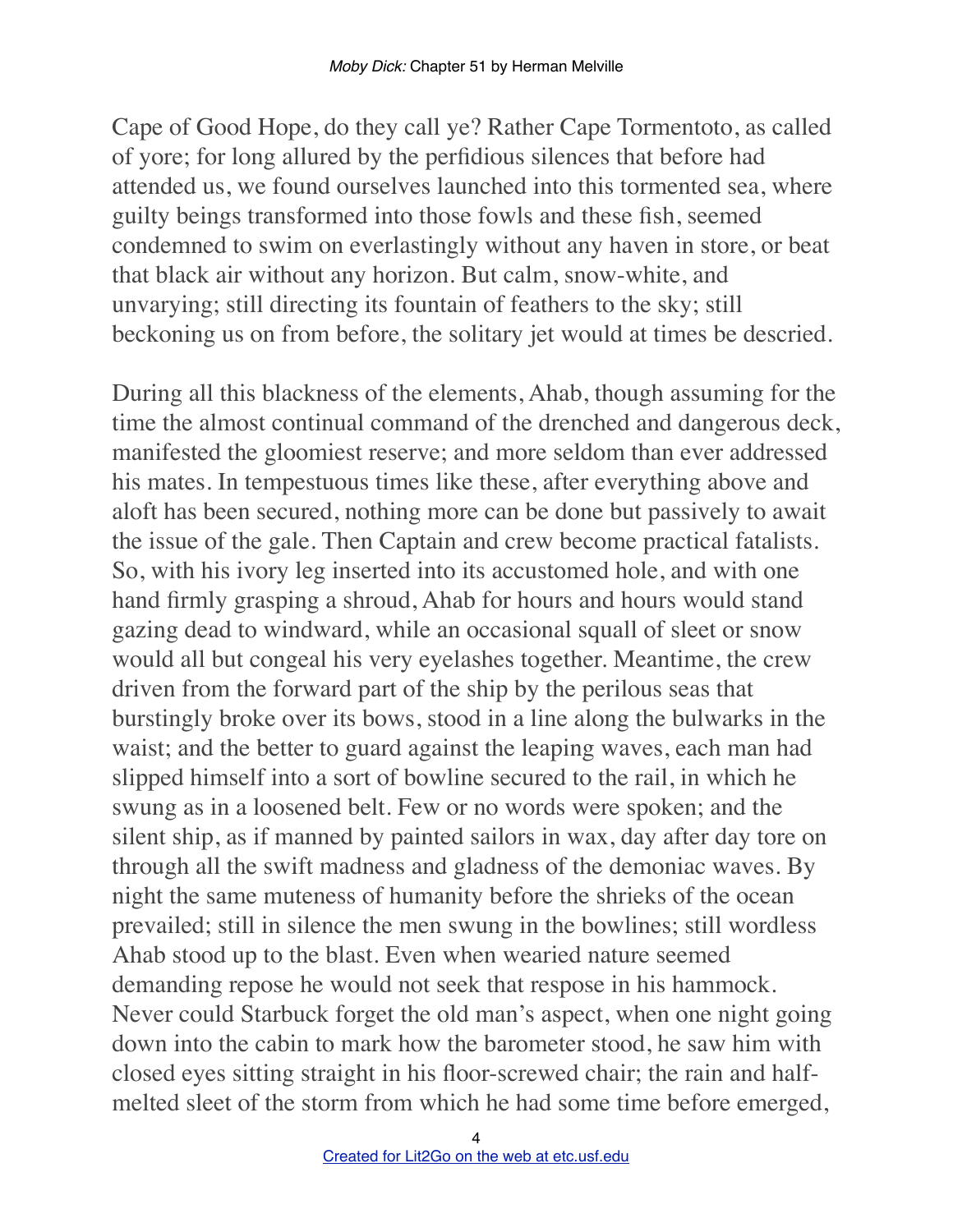Cape of Good Hope, do they call ye? Rather Cape Tormentoto, as called of yore; for long allured by the perfidious silences that before had attended us, we found ourselves launched into this tormented sea, where guilty beings transformed into those fowls and these fish, seemed condemned to swim on everlastingly without any haven in store, or beat that black air without any horizon. But calm, snow-white, and unvarying; still directing its fountain of feathers to the sky; still beckoning us on from before, the solitary jet would at times be descried.

During all this blackness of the elements, Ahab, though assuming for the time the almost continual command of the drenched and dangerous deck, manifested the gloomiest reserve; and more seldom than ever addressed his mates. In tempestuous times like these, after everything above and aloft has been secured, nothing more can be done but passively to await the issue of the gale. Then Captain and crew become practical fatalists. So, with his ivory leg inserted into its accustomed hole, and with one hand firmly grasping a shroud, Ahab for hours and hours would stand gazing dead to windward, while an occasional squall of sleet or snow would all but congeal his very eyelashes together. Meantime, the crew driven from the forward part of the ship by the perilous seas that burstingly broke over its bows, stood in a line along the bulwarks in the waist; and the better to guard against the leaping waves, each man had slipped himself into a sort of bowline secured to the rail, in which he swung as in a loosened belt. Few or no words were spoken; and the silent ship, as if manned by painted sailors in wax, day after day tore on through all the swift madness and gladness of the demoniac waves. By night the same muteness of humanity before the shrieks of the ocean prevailed; still in silence the men swung in the bowlines; still wordless Ahab stood up to the blast. Even when wearied nature seemed demanding repose he would not seek that respose in his hammock. Never could Starbuck forget the old man's aspect, when one night going down into the cabin to mark how the barometer stood, he saw him with closed eyes sitting straight in his floor-screwed chair; the rain and half-melted sleet of the storm from which he had some time before emerged,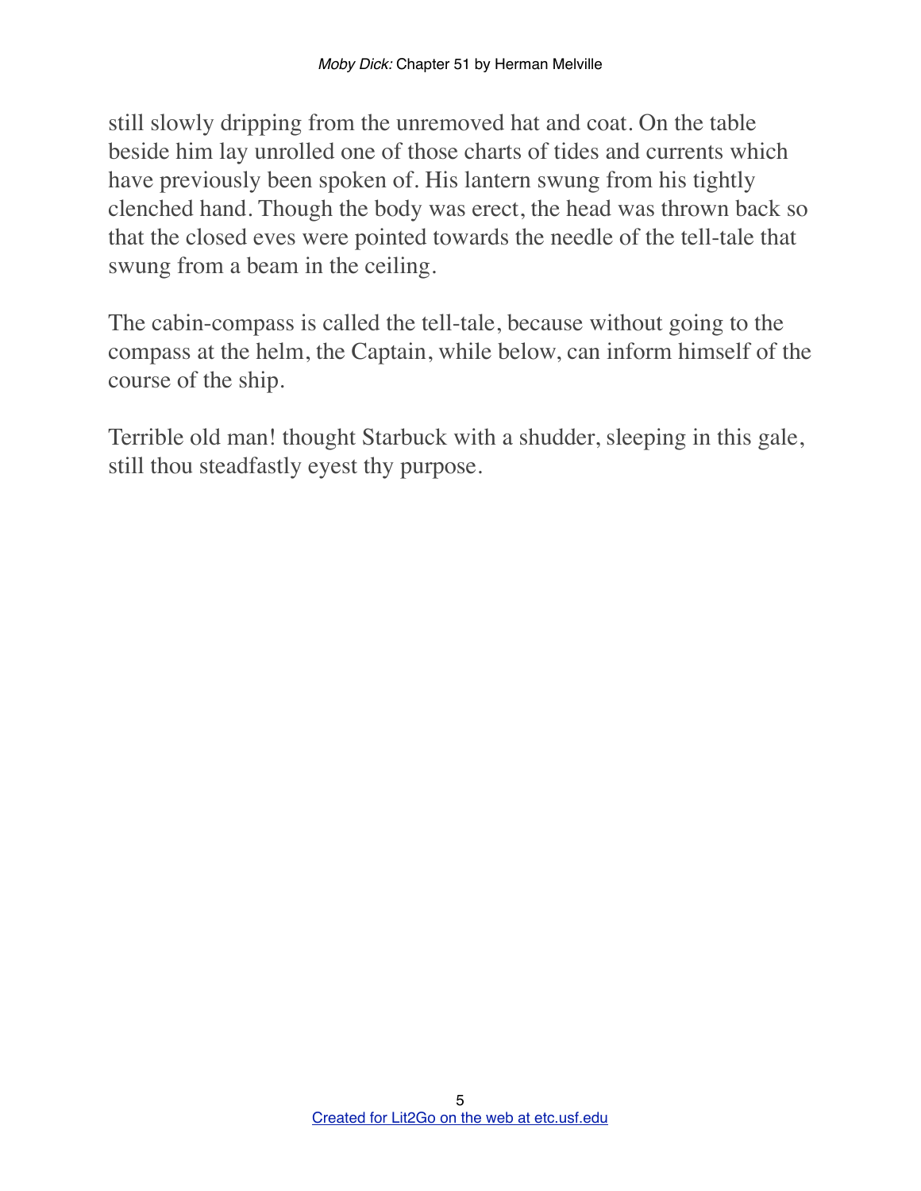still slowly dripping from the unremoved hat and coat. On the table beside him lay unrolled one of those charts of tides and currents which have previously been spoken of. His lantern swung from his tightly clenched hand. Though the body was erect, the head was thrown back so that the closed eves were pointed towards the needle of the tell-tale that swung from a beam in the ceiling.

The cabin-compass is called the tell-tale, because without going to the compass at the helm, the Captain, while below, can inform himself of the course of the ship.

Terrible old man! thought Starbuck with a shudder, sleeping in this gale, still thou steadfastly eyest thy purpose.